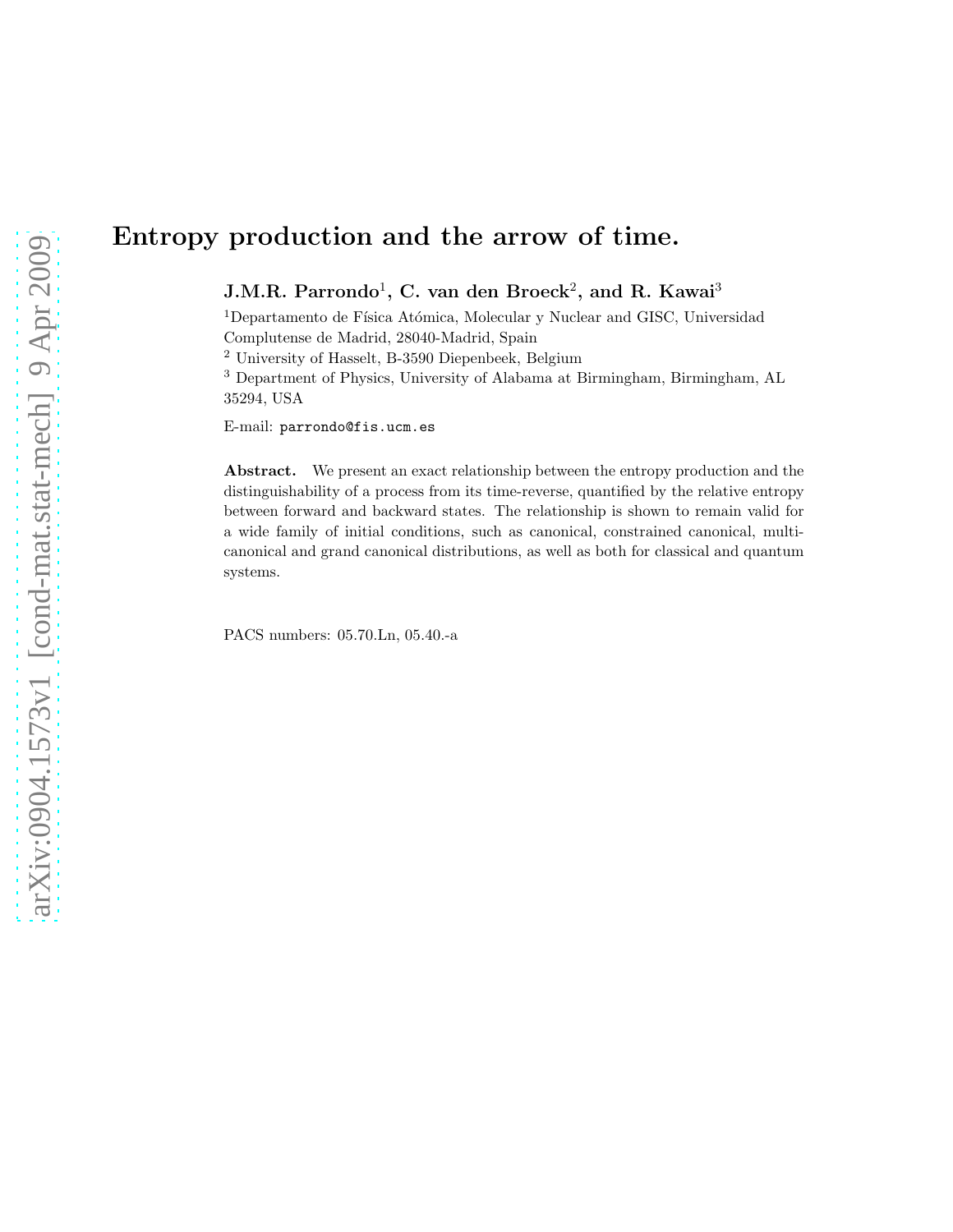# Entropy production and the arrow of time.

**J.M.R. Parrondo[1], C. van den Broeck[2], and R. Kawai[3]**

[1]Departamento de Física Atómica, Molecular y Nuclear and GISC, Universidad Complutense de Madrid, 28040-Madrid, Spain

[2] University of Hasselt, B-3590 Diepenbeek, Belgium

[3] Department of Physics, University of Alabama at Birmingham, Birmingham, AL 35294, USA

E-mail: `parrondo@fis.ucm.es`

**Abstract.** We present an exact relationship between the entropy production and the distinguishability of a process from its time-reverse, quantified by the relative entropy between forward and backward states. The relationship is shown to remain valid for a wide family of initial conditions, such as canonical, constrained canonical, multi-canonical and grand canonical distributions, as well as both for classical and quantum systems.

PACS numbers: 05.70.Ln, 05.40.-a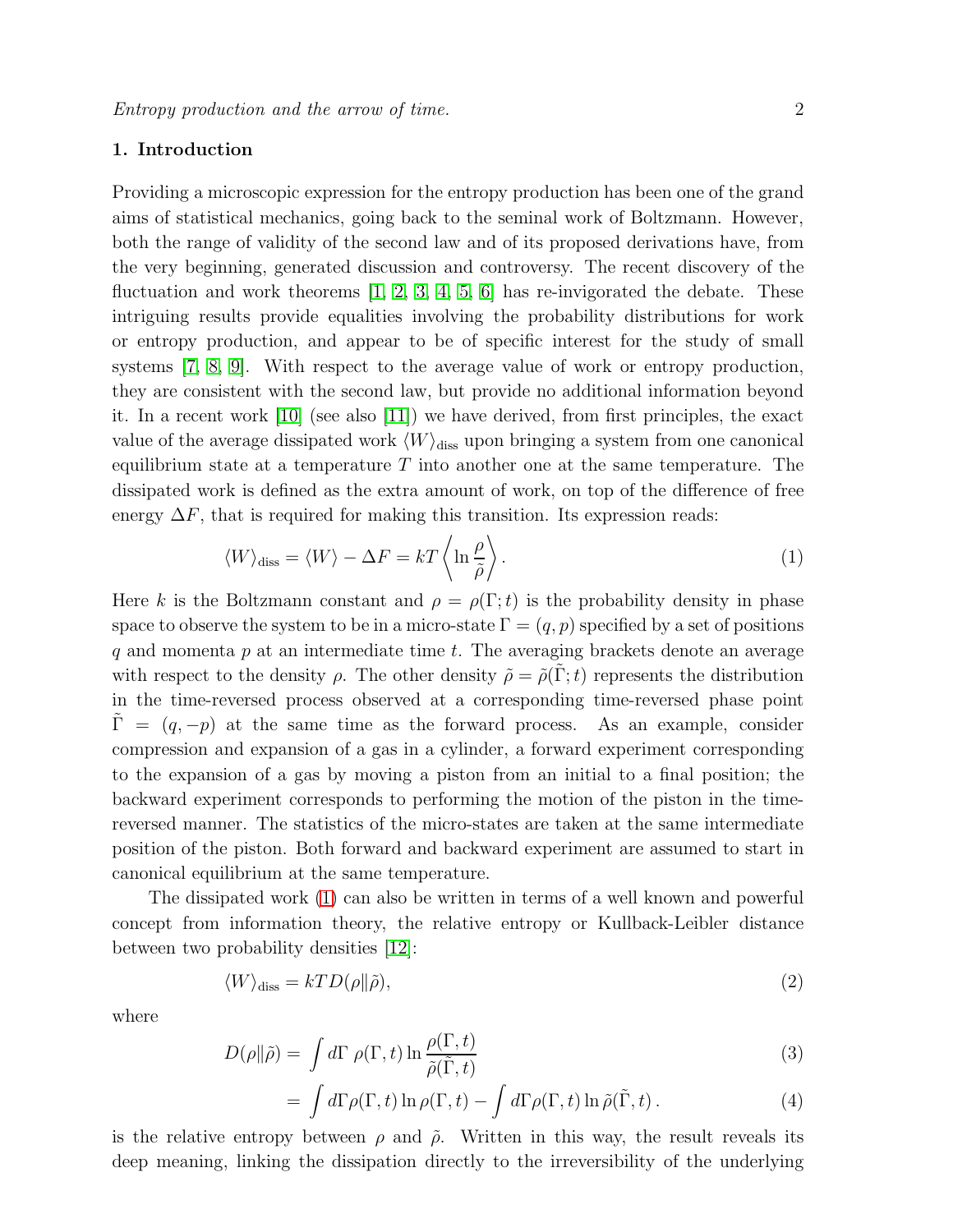## 1. Introduction

Providing a microscopic expression for the entropy production has been one of the grand aims of statistical mechanics, going back to the seminal work of Boltzmann. However, both the range of validity of the second law and of its proposed derivations have, from the very beginning, generated discussion and controversy. The recent discovery of the fluctuation and work theorems [1, 2, 3, 4, 5, 6] has re-invigorated the debate. These intriguing results provide equalities involving the probability distributions for work or entropy production, and appear to be of specific interest for the study of small systems [7, 8, 9]. With respect to the average value of work or entropy production, they are consistent with the second law, but provide no additional information beyond it. In a recent work [10] (see also [11]) we have derived, from first principles, the exact value of the average dissipated work $\langle W \rangle_{\text{diss}}$ upon bringing a system from one canonical equilibrium state at a temperature $T$ into another one at the same temperature. The dissipated work is defined as the extra amount of work, on top of the difference of free energy $\Delta F$, that is required for making this transition. Its expression reads:

$$\langle W \rangle_{\text{diss}} = \langle W \rangle - \Delta F = kT \left\langle \ln \frac{\rho}{\tilde{\rho}} \right\rangle. \tag{1}$$

Here $k$ is the Boltzmann constant and $\rho = \rho(\Gamma; t)$ is the probability density in phase space to observe the system to be in a micro-state $\Gamma = (q, p)$ specified by a set of positions $q$ and momenta $p$ at an intermediate time $t$. The averaging brackets denote an average with respect to the density $\rho$. The other density $\tilde{\rho} = \tilde{\rho}(\tilde{\Gamma}; t)$ represents the distribution in the time-reversed process observed at a corresponding time-reversed phase point $\tilde{\Gamma} = (q, -p)$ at the same time as the forward process. As an example, consider compression and expansion of a gas in a cylinder, a forward experiment corresponding to the expansion of a gas by moving a piston from an initial to a final position; the backward experiment corresponds to performing the motion of the piston in the time-reversed manner. The statistics of the micro-states are taken at the same intermediate position of the piston. Both forward and backward experiment are assumed to start in canonical equilibrium at the same temperature.

The dissipated work (1) can also be written in terms of a well known and powerful concept from information theory, the relative entropy or Kullback-Leibler distance between two probability densities [12]:

$$\langle W \rangle_{\text{diss}} = kTD(\rho \| \tilde{\rho}), \tag{2}$$

where

$$D(\rho \| \tilde{\rho}) = \int d\Gamma \; \rho(\Gamma, t) \ln \frac{\rho(\Gamma, t)}{\tilde{\rho}(\tilde{\Gamma}, t)} \tag{3}$$

$$= \int d\Gamma \rho(\Gamma, t) \ln \rho(\Gamma, t) - \int d\Gamma \rho(\Gamma, t) \ln \tilde{\rho}(\tilde{\Gamma}, t) \, . \tag{4}$$

is the relative entropy between $\rho$ and $\tilde{\rho}$. Written in this way, the result reveals its deep meaning, linking the dissipation directly to the irreversibility of the underlying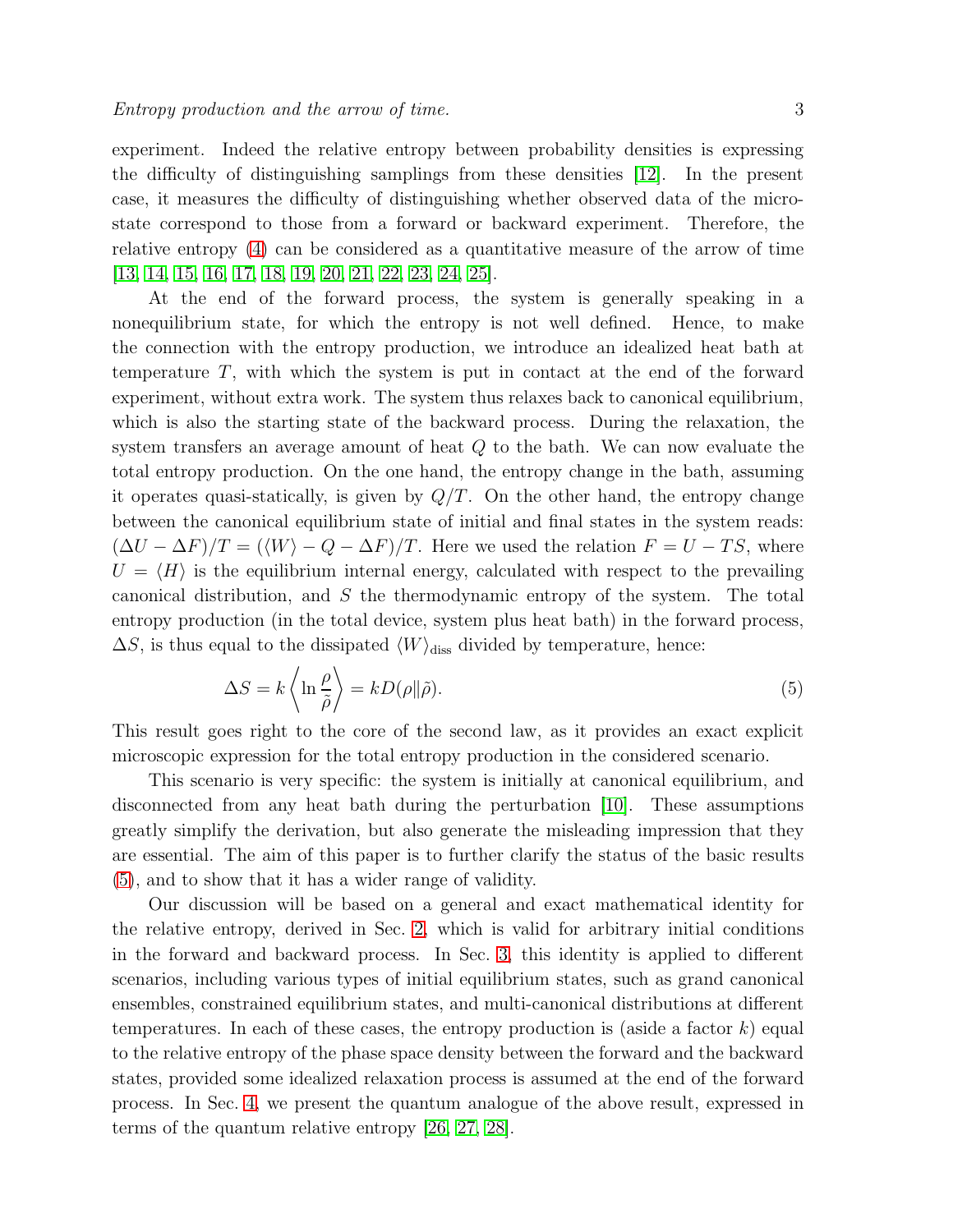experiment. Indeed the relative entropy between probability densities is expressing the difficulty of distinguishing samplings from these densities [12]. In the present case, it measures the difficulty of distinguishing whether observed data of the micro-state correspond to those from a forward or backward experiment. Therefore, the relative entropy (4) can be considered as a quantitative measure of the arrow of time [13, 14, 15, 16, 17, 18, 19, 20, 21, 22, 23, 24, 25].

At the end of the forward process, the system is generally speaking in a nonequilibrium state, for which the entropy is not well defined. Hence, to make the connection with the entropy production, we introduce an idealized heat bath at temperature $T$, with which the system is put in contact at the end of the forward experiment, without extra work. The system thus relaxes back to canonical equilibrium, which is also the starting state of the backward process. During the relaxation, the system transfers an average amount of heat $Q$ to the bath. We can now evaluate the total entropy production. On the one hand, the entropy change in the bath, assuming it operates quasi-statically, is given by $Q/T$. On the other hand, the entropy change between the canonical equilibrium state of initial and final states in the system reads: $(\Delta U - \Delta F)/T = (\langle W \rangle - Q - \Delta F)/T$. Here we used the relation $F = U - TS$, where $U = \langle H \rangle$ is the equilibrium internal energy, calculated with respect to the prevailing canonical distribution, and $S$ the thermodynamic entropy of the system. The total entropy production (in the total device, system plus heat bath) in the forward process, $\Delta S$, is thus equal to the dissipated $\langle W \rangle_{\text{diss}}$ divided by temperature, hence:

$$\Delta S = k \left\langle \ln \frac{\rho}{\tilde{\rho}} \right\rangle = k D(\rho \| \tilde{\rho}). \tag{5}$$

This result goes right to the core of the second law, as it provides an exact explicit microscopic expression for the total entropy production in the considered scenario.

This scenario is very specific: the system is initially at canonical equilibrium, and disconnected from any heat bath during the perturbation [10]. These assumptions greatly simplify the derivation, but also generate the misleading impression that they are essential. The aim of this paper is to further clarify the status of the basic results (5), and to show that it has a wider range of validity.

Our discussion will be based on a general and exact mathematical identity for the relative entropy, derived in Sec. 2, which is valid for arbitrary initial conditions in the forward and backward process. In Sec. 3, this identity is applied to different scenarios, including various types of initial equilibrium states, such as grand canonical ensembles, constrained equilibrium states, and multi-canonical distributions at different temperatures. In each of these cases, the entropy production is (aside a factor $k$) equal to the relative entropy of the phase space density between the forward and the backward states, provided some idealized relaxation process is assumed at the end of the forward process. In Sec. 4, we present the quantum analogue of the above result, expressed in terms of the quantum relative entropy [26, 27, 28].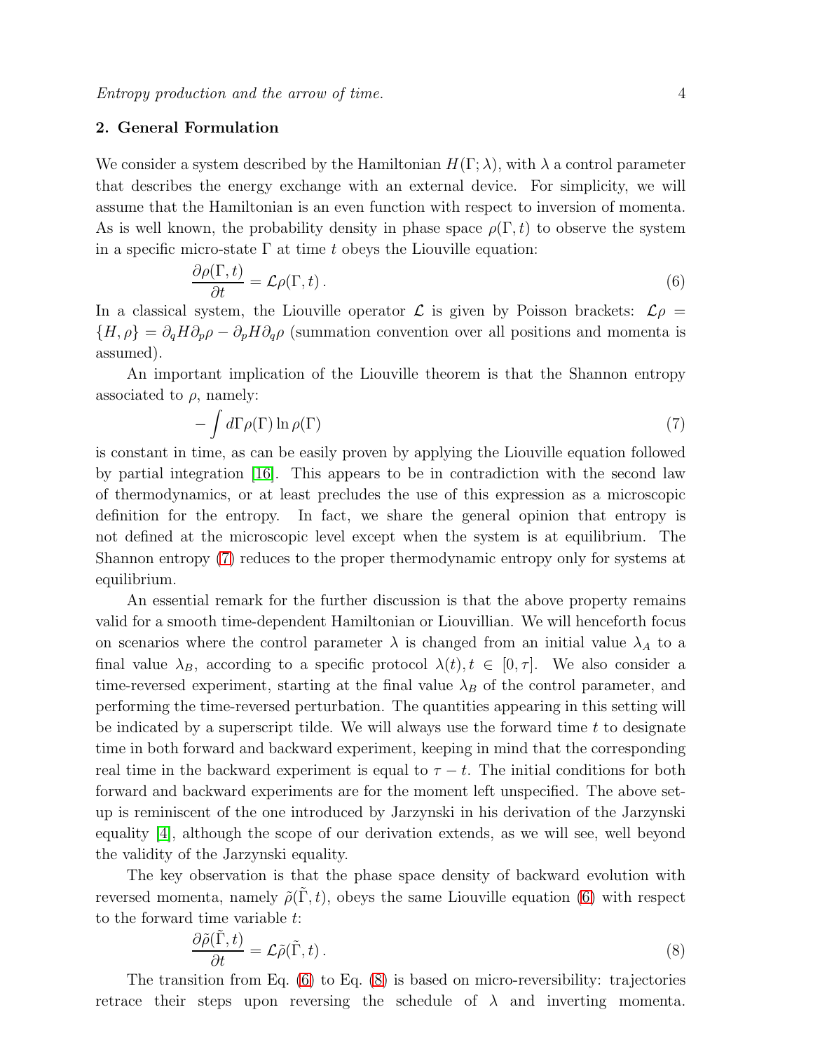## 2. General Formulation

We consider a system described by the Hamiltonian $H(\Gamma; \lambda)$, with $\lambda$ a control parameter that describes the energy exchange with an external device. For simplicity, we will assume that the Hamiltonian is an even function with respect to inversion of momenta. As is well known, the probability density in phase space $\rho(\Gamma, t)$ to observe the system in a specific micro-state $\Gamma$ at time $t$ obeys the Liouville equation:

$$\frac{\partial \rho(\Gamma, t)}{\partial t} = \mathcal{L}\rho(\Gamma, t)\,. \tag{6}$$

In a classical system, the Liouville operator $\mathcal{L}$ is given by Poisson brackets: $\mathcal{L}\rho = \{H, \rho\} = \partial_q H \partial_p \rho - \partial_p H \partial_q \rho$ (summation convention over all positions and momenta is assumed).

An important implication of the Liouville theorem is that the Shannon entropy associated to $\rho$, namely:

$$-\int d\Gamma \rho(\Gamma) \ln \rho(\Gamma) \tag{7}$$

is constant in time, as can be easily proven by applying the Liouville equation followed by partial integration [16]. This appears to be in contradiction with the second law of thermodynamics, or at least precludes the use of this expression as a microscopic definition for the entropy. In fact, we share the general opinion that entropy is not defined at the microscopic level except when the system is at equilibrium. The Shannon entropy (7) reduces to the proper thermodynamic entropy only for systems at equilibrium.

An essential remark for the further discussion is that the above property remains valid for a smooth time-dependent Hamiltonian or Liouvillian. We will henceforth focus on scenarios where the control parameter $\lambda$ is changed from an initial value $\lambda_A$ to a final value $\lambda_B$, according to a specific protocol $\lambda(t), t \in [0, \tau]$. We also consider a time-reversed experiment, starting at the final value $\lambda_B$ of the control parameter, and performing the time-reversed perturbation. The quantities appearing in this setting will be indicated by a superscript tilde. We will always use the forward time $t$ to designate time in both forward and backward experiment, keeping in mind that the corresponding real time in the backward experiment is equal to $\tau - t$. The initial conditions for both forward and backward experiments are for the moment left unspecified. The above set-up is reminiscent of the one introduced by Jarzynski in his derivation of the Jarzynski equality [4], although the scope of our derivation extends, as we will see, well beyond the validity of the Jarzynski equality.

The key observation is that the phase space density of backward evolution with reversed momenta, namely $\tilde{\rho}(\tilde{\Gamma}, t)$, obeys the same Liouville equation (6) with respect to the forward time variable $t$:

$$\frac{\partial \tilde{\rho}(\tilde{\Gamma}, t)}{\partial t} = \mathcal{L}\tilde{\rho}(\tilde{\Gamma}, t)\,. \tag{8}$$

The transition from Eq. (6) to Eq. (8) is based on micro-reversibility: trajectories retrace their steps upon reversing the schedule of $\lambda$ and inverting momenta.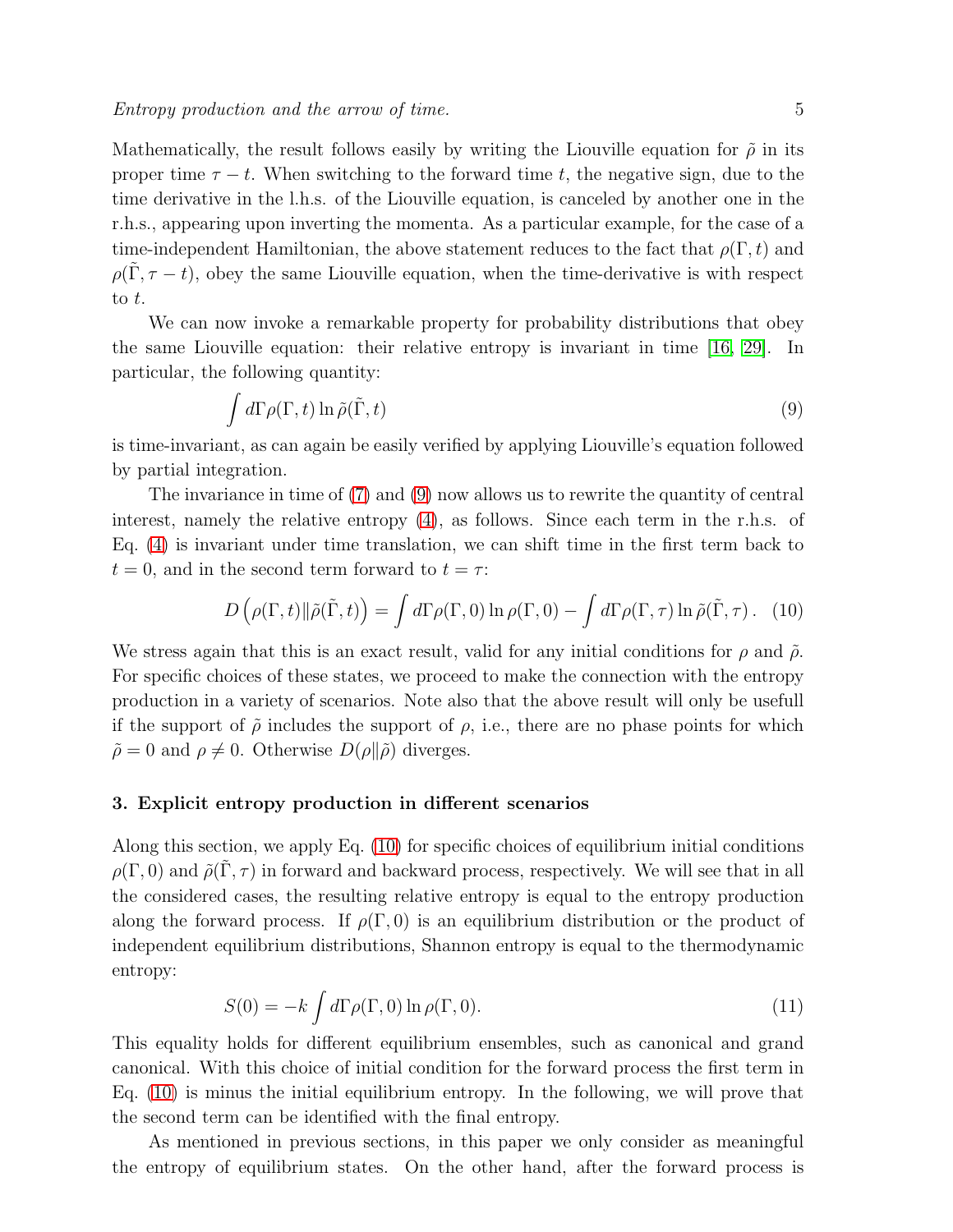Mathematically, the result follows easily by writing the Liouville equation for $\tilde{\rho}$ in its proper time $\tau - t$. When switching to the forward time $t$, the negative sign, due to the time derivative in the l.h.s. of the Liouville equation, is canceled by another one in the r.h.s., appearing upon inverting the momenta. As a particular example, for the case of a time-independent Hamiltonian, the above statement reduces to the fact that $\rho(\Gamma, t)$ and $\rho(\tilde{\Gamma}, \tau - t)$, obey the same Liouville equation, when the time-derivative is with respect to $t$.

We can now invoke a remarkable property for probability distributions that obey the same Liouville equation: their relative entropy is invariant in time [16, 29]. In particular, the following quantity:

$$\int d\Gamma \rho(\Gamma, t) \ln \tilde{\rho}(\tilde{\Gamma}, t) \tag{9}$$

is time-invariant, as can again be easily verified by applying Liouville's equation followed by partial integration.

The invariance in time of (7) and (9) now allows us to rewrite the quantity of central interest, namely the relative entropy (4), as follows. Since each term in the r.h.s. of Eq. (4) is invariant under time translation, we can shift time in the first term back to $t = 0$, and in the second term forward to $t = \tau$:

$$D\left(\rho(\Gamma, t) \| \tilde{\rho}(\tilde{\Gamma}, t)\right) = \int d\Gamma \rho(\Gamma, 0) \ln \rho(\Gamma, 0) - \int d\Gamma \rho(\Gamma, \tau) \ln \tilde{\rho}(\tilde{\Gamma}, \tau). \tag{10}$$

We stress again that this is an exact result, valid for any initial conditions for $\rho$ and $\tilde{\rho}$. For specific choices of these states, we proceed to make the connection with the entropy production in a variety of scenarios. Note also that the above result will only be usefull if the support of $\tilde{\rho}$ includes the support of $\rho$, i.e., there are no phase points for which $\tilde{\rho} = 0$ and $\rho \neq 0$. Otherwise $D(\rho \| \tilde{\rho})$ diverges.

## 3. Explicit entropy production in different scenarios

Along this section, we apply Eq. (10) for specific choices of equilibrium initial conditions $\rho(\Gamma, 0)$ and $\tilde{\rho}(\tilde{\Gamma}, \tau)$ in forward and backward process, respectively. We will see that in all the considered cases, the resulting relative entropy is equal to the entropy production along the forward process. If $\rho(\Gamma, 0)$ is an equilibrium distribution or the product of independent equilibrium distributions, Shannon entropy is equal to the thermodynamic entropy:

$$S(0) = -k \int d\Gamma \rho(\Gamma, 0) \ln \rho(\Gamma, 0). \tag{11}$$

This equality holds for different equilibrium ensembles, such as canonical and grand canonical. With this choice of initial condition for the forward process the first term in Eq. (10) is minus the initial equilibrium entropy. In the following, we will prove that the second term can be identified with the final entropy.

As mentioned in previous sections, in this paper we only consider as meaningful the entropy of equilibrium states. On the other hand, after the forward process is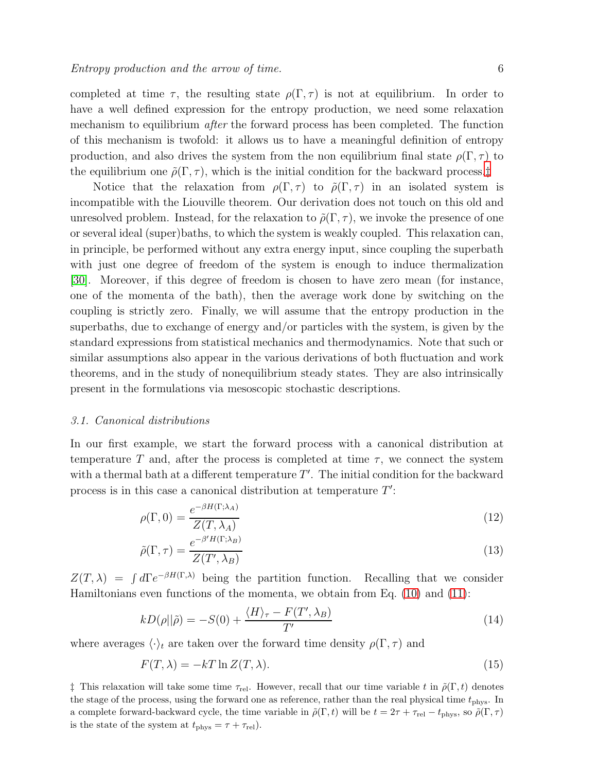completed at time $\tau$, the resulting state $\rho(\Gamma, \tau)$ is not at equilibrium. In order to have a well defined expression for the entropy production, we need some relaxation mechanism to equilibrium *after* the forward process has been completed. The function of this mechanism is twofold: it allows us to have a meaningful definition of entropy production, and also drives the system from the non equilibrium final state $\rho(\Gamma, \tau)$ to the equilibrium one $\tilde{\rho}(\Gamma, \tau)$, which is the initial condition for the backward process.‡

Notice that the relaxation from $\rho(\Gamma, \tau)$ to $\tilde{\rho}(\Gamma, \tau)$ in an isolated system is incompatible with the Liouville theorem. Our derivation does not touch on this old and unresolved problem. Instead, for the relaxation to $\tilde{\rho}(\Gamma, \tau)$, we invoke the presence of one or several ideal (super)baths, to which the system is weakly coupled. This relaxation can, in principle, be performed without any extra energy input, since coupling the superbath with just one degree of freedom of the system is enough to induce thermalization [30]. Moreover, if this degree of freedom is chosen to have zero mean (for instance, one of the momenta of the bath), then the average work done by switching on the coupling is strictly zero. Finally, we will assume that the entropy production in the superbaths, due to exchange of energy and/or particles with the system, is given by the standard expressions from statistical mechanics and thermodynamics. Note that such or similar assumptions also appear in the various derivations of both fluctuation and work theorems, and in the study of nonequilibrium steady states. They are also intrinsically present in the formulations via mesoscopic stochastic descriptions.

### 3.1. Canonical distributions

In our first example, we start the forward process with a canonical distribution at temperature $T$ and, after the process is completed at time $\tau$, we connect the system with a thermal bath at a different temperature $T'$. The initial condition for the backward process is in this case a canonical distribution at temperature $T'$:

$$\rho(\Gamma, 0) = \frac{e^{-\beta H(\Gamma; \lambda_A)}}{Z(T, \lambda_A)} \tag{12}$$

$$\tilde{\rho}(\Gamma, \tau) = \frac{e^{-\beta' H(\Gamma; \lambda_B)}}{Z(T', \lambda_B)} \tag{13}$$

$Z(T, \lambda) = \int d\Gamma e^{-\beta H(\Gamma, \lambda)}$ being the partition function. Recalling that we consider Hamiltonians even functions of the momenta, we obtain from Eq. (10) and (11):

$$kD(\rho||\tilde{\rho}) = -S(0) + \frac{\langle H \rangle_\tau - F(T', \lambda_B)}{T'} \tag{14}$$

where averages $\langle \cdot \rangle_t$ are taken over the forward time density $\rho(\Gamma, \tau)$ and

$$F(T, \lambda) = -kT \ln Z(T, \lambda). \tag{15}$$

‡ This relaxation will take some time $\tau_{\rm rel}$. However, recall that our time variable $t$ in $\tilde{\rho}(\Gamma, t)$ denotes the stage of the process, using the forward one as reference, rather than the real physical time $t_{\rm phys}$. In a complete forward-backward cycle, the time variable in $\tilde{\rho}(\Gamma, t)$ will be $t = 2\tau + \tau_{\rm rel} - t_{\rm phys}$, so $\tilde{\rho}(\Gamma, \tau)$ is the state of the system at $t_{\rm phys} = \tau + \tau_{\rm rel}$).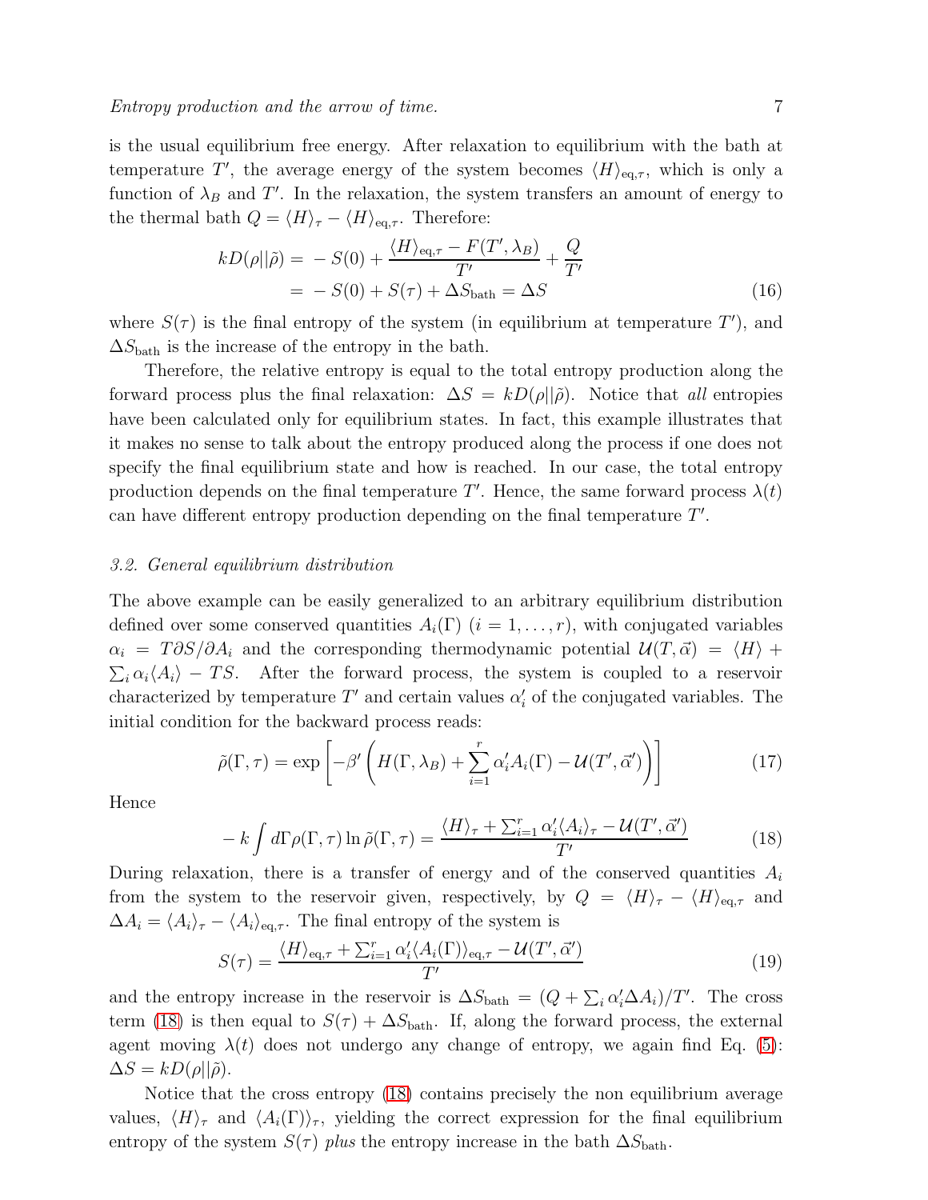is the usual equilibrium free energy. After relaxation to equilibrium with the bath at temperature $T'$, the average energy of the system becomes $\langle H\rangle_{\mathrm{eq},\tau}$, which is only a function of $\lambda_B$ and $T'$. In the relaxation, the system transfers an amount of energy to the thermal bath $Q = \langle H\rangle_\tau - \langle H\rangle_{\mathrm{eq},\tau}$. Therefore:

$$
\begin{aligned}
kD(\rho||\tilde{\rho}) &= -S(0) + \frac{\langle H\rangle_{\mathrm{eq},\tau} - F(T',\lambda_B)}{T'} + \frac{Q}{T'} \\
&= -S(0) + S(\tau) + \Delta S_{\mathrm{bath}} = \Delta S
\end{aligned}
\tag{16}
$$

where $S(\tau)$ is the final entropy of the system (in equilibrium at temperature $T'$), and $\Delta S_{\mathrm{bath}}$ is the increase of the entropy in the bath.

Therefore, the relative entropy is equal to the total entropy production along the forward process plus the final relaxation: $\Delta S = kD(\rho||\tilde{\rho})$. Notice that *all* entropies have been calculated only for equilibrium states. In fact, this example illustrates that it makes no sense to talk about the entropy produced along the process if one does not specify the final equilibrium state and how is reached. In our case, the total entropy production depends on the final temperature $T'$. Hence, the same forward process $\lambda(t)$ can have different entropy production depending on the final temperature $T'$.

### *3.2. General equilibrium distribution*

The above example can be easily generalized to an arbitrary equilibrium distribution defined over some conserved quantities $A_i(\Gamma)$ $(i = 1, \ldots, r)$, with conjugated variables $\alpha_i = T\partial S/\partial A_i$ and the corresponding thermodynamic potential $\mathcal{U}(T,\vec{\alpha}) = \langle H\rangle + \sum_i \alpha_i\langle A_i\rangle - TS$. After the forward process, the system is coupled to a reservoir characterized by temperature $T'$ and certain values $\alpha'_i$ of the conjugated variables. The initial condition for the backward process reads:

$$
\tilde{\rho}(\Gamma,\tau) = \exp\left[-\beta'\left(H(\Gamma,\lambda_B) + \sum_{i=1}^{r}\alpha'_i A_i(\Gamma) - \mathcal{U}(T',\vec{\alpha}')\right)\right]
\tag{17}
$$

Hence

$$
-k\int d\Gamma \rho(\Gamma,\tau)\ln\tilde{\rho}(\Gamma,\tau) = \frac{\langle H\rangle_\tau + \sum_{i=1}^{r}\alpha'_i\langle A_i\rangle_\tau - \mathcal{U}(T',\vec{\alpha}')}{T'}
\tag{18}
$$

During relaxation, there is a transfer of energy and of the conserved quantities $A_i$ from the system to the reservoir given, respectively, by $Q = \langle H\rangle_\tau - \langle H\rangle_{\mathrm{eq},\tau}$ and $\Delta A_i = \langle A_i\rangle_\tau - \langle A_i\rangle_{\mathrm{eq},\tau}$. The final entropy of the system is

$$
S(\tau) = \frac{\langle H\rangle_{\mathrm{eq},\tau} + \sum_{i=1}^{r}\alpha'_i\langle A_i(\Gamma)\rangle_{\mathrm{eq},\tau} - \mathcal{U}(T',\vec{\alpha}')}{T'}
\tag{19}
$$

and the entropy increase in the reservoir is $\Delta S_{\mathrm{bath}} = (Q + \sum_i \alpha'_i\Delta A_i)/T'$. The cross term (18) is then equal to $S(\tau) + \Delta S_{\mathrm{bath}}$. If, along the forward process, the external agent moving $\lambda(t)$ does not undergo any change of entropy, we again find Eq. (5): $\Delta S = kD(\rho||\tilde{\rho})$.

Notice that the cross entropy (18) contains precisely the non equilibrium average values, $\langle H\rangle_\tau$ and $\langle A_i(\Gamma)\rangle_\tau$, yielding the correct expression for the final equilibrium entropy of the system $S(\tau)$ *plus* the entropy increase in the bath $\Delta S_{\mathrm{bath}}$.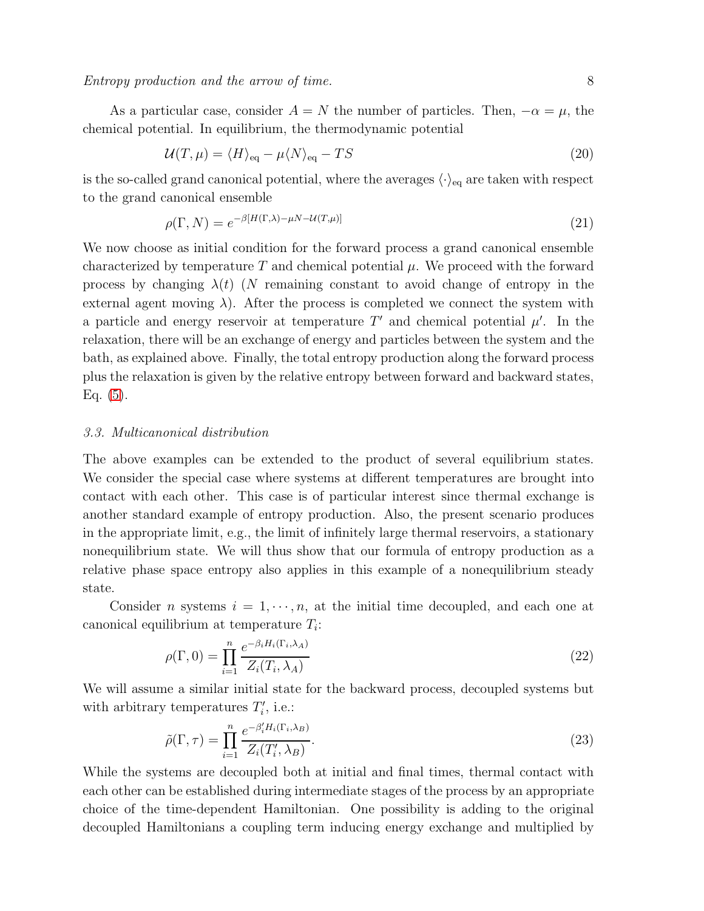As a particular case, consider $A = N$ the number of particles. Then, $-\alpha = \mu$, the chemical potential. In equilibrium, the thermodynamic potential

$$\mathcal{U}(T, \mu) = \langle H \rangle_{\text{eq}} - \mu \langle N \rangle_{\text{eq}} - TS \tag{20}$$

is the so-called grand canonical potential, where the averages $\langle \cdot \rangle_{\text{eq}}$ are taken with respect to the grand canonical ensemble

$$\rho(\Gamma, N) = e^{-\beta[H(\Gamma,\lambda) - \mu N - \mathcal{U}(T,\mu)]} \tag{21}$$

We now choose as initial condition for the forward process a grand canonical ensemble characterized by temperature $T$ and chemical potential $\mu$. We proceed with the forward process by changing $\lambda(t)$ ($N$ remaining constant to avoid change of entropy in the external agent moving $\lambda$). After the process is completed we connect the system with a particle and energy reservoir at temperature $T'$ and chemical potential $\mu'$. In the relaxation, there will be an exchange of energy and particles between the system and the bath, as explained above. Finally, the total entropy production along the forward process plus the relaxation is given by the relative entropy between forward and backward states, Eq. (5).

### 3.3. Multicanonical distribution

The above examples can be extended to the product of several equilibrium states. We consider the special case where systems at different temperatures are brought into contact with each other. This case is of particular interest since thermal exchange is another standard example of entropy production. Also, the present scenario produces in the appropriate limit, e.g., the limit of infinitely large thermal reservoirs, a stationary nonequilibrium state. We will thus show that our formula of entropy production as a relative phase space entropy also applies in this example of a nonequilibrium steady state.

Consider $n$ systems $i = 1, \cdots, n$, at the initial time decoupled, and each one at canonical equilibrium at temperature $T_i$:

$$\rho(\Gamma, 0) = \prod_{i=1}^{n} \frac{e^{-\beta_i H_i(\Gamma_i, \lambda_A)}}{Z_i(T_i, \lambda_A)} \tag{22}$$

We will assume a similar initial state for the backward process, decoupled systems but with arbitrary temperatures $T_i'$, i.e.:

$$\tilde{\rho}(\Gamma, \tau) = \prod_{i=1}^{n} \frac{e^{-\beta_i' H_i(\Gamma_i, \lambda_B)}}{Z_i(T_i', \lambda_B)}. \tag{23}$$

While the systems are decoupled both at initial and final times, thermal contact with each other can be established during intermediate stages of the process by an appropriate choice of the time-dependent Hamiltonian. One possibility is adding to the original decoupled Hamiltonians a coupling term inducing energy exchange and multiplied by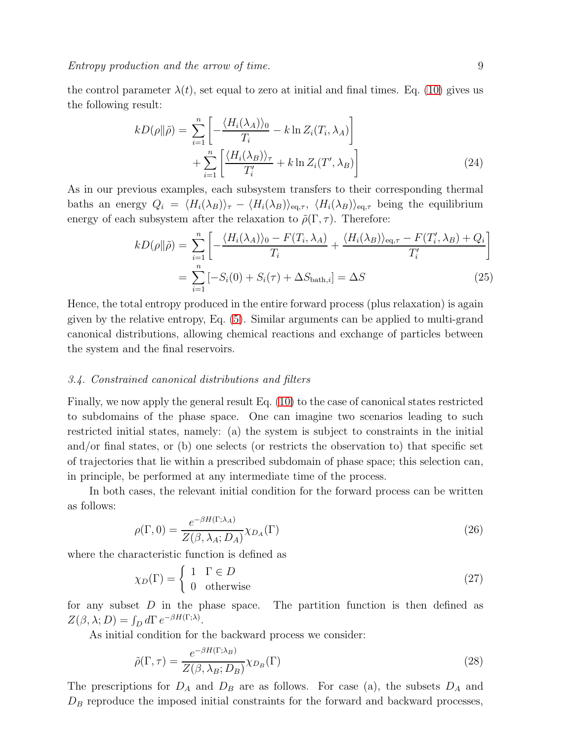the control parameter $\lambda(t)$, set equal to zero at initial and final times. Eq. (10) gives us the following result:

$$
\begin{aligned}
kD(\rho\|\tilde{\rho}) = \sum_{i=1}^{n} \left[ -\frac{\langle H_i(\lambda_A)\rangle_0}{T_i} - k \ln Z_i(T_i, \lambda_A) \right] \\
+ \sum_{i=1}^{n} \left[ \frac{\langle H_i(\lambda_B)\rangle_\tau}{T_i'} + k \ln Z_i(T', \lambda_B) \right]
\end{aligned}
\tag{24}
$$

As in our previous examples, each subsystem transfers to their corresponding thermal baths an energy $Q_i = \langle H_i(\lambda_B)\rangle_\tau - \langle H_i(\lambda_B)\rangle_{\mathrm{eq},\tau}$, $\langle H_i(\lambda_B)\rangle_{\mathrm{eq},\tau}$ being the equilibrium energy of each subsystem after the relaxation to $\tilde{\rho}(\Gamma, \tau)$. Therefore:

$$
\begin{aligned}
kD(\rho\|\tilde{\rho}) &= \sum_{i=1}^{n} \left[ -\frac{\langle H_i(\lambda_A)\rangle_0 - F(T_i, \lambda_A)}{T_i} + \frac{\langle H_i(\lambda_B)\rangle_{\mathrm{eq},\tau} - F(T_i', \lambda_B) + Q_i}{T_i'} \right] \\
&= \sum_{i=1}^{n} \left[ -S_i(0) + S_i(\tau) + \Delta S_{\mathrm{bath},i} \right] = \Delta S
\end{aligned}
\tag{25}
$$

Hence, the total entropy produced in the entire forward process (plus relaxation) is again given by the relative entropy, Eq. (5). Similar arguments can be applied to multi-grand canonical distributions, allowing chemical reactions and exchange of particles between the system and the final reservoirs.

### 3.4. Constrained canonical distributions and filters

Finally, we now apply the general result Eq. (10) to the case of canonical states restricted to subdomains of the phase space. One can imagine two scenarios leading to such restricted initial states, namely: (a) the system is subject to constraints in the initial and/or final states, or (b) one selects (or restricts the observation to) that specific set of trajectories that lie within a prescribed subdomain of phase space; this selection can, in principle, be performed at any intermediate time of the process.

In both cases, the relevant initial condition for the forward process can be written as follows:

$$
\rho(\Gamma, 0) = \frac{e^{-\beta H(\Gamma;\lambda_A)}}{Z(\beta, \lambda_A; D_A)} \chi_{D_A}(\Gamma) \tag{26}
$$

where the characteristic function is defined as

$$
\chi_D(\Gamma) = \begin{cases} 1 & \Gamma \in D \\ 0 & \text{otherwise} \end{cases} \tag{27}
$$

for any subset $D$ in the phase space. The partition function is then defined as $Z(\beta, \lambda; D) = \int_D d\Gamma\, e^{-\beta H(\Gamma;\lambda)}$.

As initial condition for the backward process we consider:

$$
\tilde{\rho}(\Gamma, \tau) = \frac{e^{-\beta H(\Gamma;\lambda_B)}}{Z(\beta, \lambda_B; D_B)} \chi_{D_B}(\Gamma) \tag{28}
$$

The prescriptions for $D_A$ and $D_B$ are as follows. For case (a), the subsets $D_A$ and $D_B$ reproduce the imposed initial constraints for the forward and backward processes,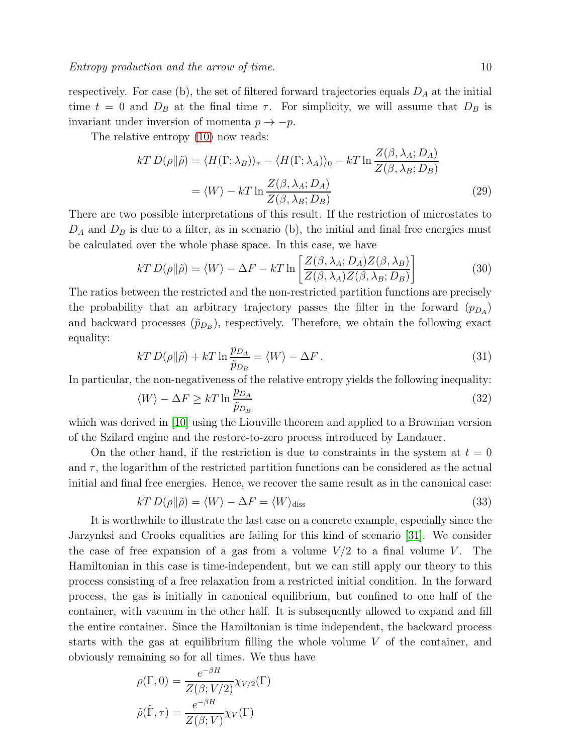respectively. For case (b), the set of filtered forward trajectories equals $D_A$ at the initial time $t = 0$ and $D_B$ at the final time $\tau$. For simplicity, we will assume that $D_B$ is invariant under inversion of momenta $p \to -p$.

The relative entropy (10) now reads:

$$
\begin{aligned}
kT\, D(\rho\|\tilde{\rho}) &= \langle H(\Gamma;\lambda_B)\rangle_\tau - \langle H(\Gamma;\lambda_A)\rangle_0 - kT \ln \frac{Z(\beta,\lambda_A;D_A)}{Z(\beta,\lambda_B;D_B)} \\
&= \langle W\rangle - kT \ln \frac{Z(\beta,\lambda_A;D_A)}{Z(\beta,\lambda_B;D_B)}
\end{aligned}
\tag{29}
$$

There are two possible interpretations of this result. If the restriction of microstates to $D_A$ and $D_B$ is due to a filter, as in scenario (b), the initial and final free energies must be calculated over the whole phase space. In this case, we have

$$
kT\, D(\rho\|\tilde{\rho}) = \langle W\rangle - \Delta F - kT \ln \left[\frac{Z(\beta,\lambda_A;D_A)Z(\beta,\lambda_B)}{Z(\beta,\lambda_A)Z(\beta,\lambda_B;D_B)}\right] \tag{30}
$$

The ratios between the restricted and the non-restricted partition functions are precisely the probability that an arbitrary trajectory passes the filter in the forward ($p_{D_A}$) and backward processes ($\tilde{p}_{D_B}$), respectively. Therefore, we obtain the following exact equality:

$$
kT\, D(\rho\|\tilde{\rho}) + kT \ln \frac{p_{D_A}}{\tilde{p}_{D_B}} = \langle W\rangle - \Delta F\,. \tag{31}
$$

In particular, the non-negativeness of the relative entropy yields the following inequality:

$$
\langle W\rangle - \Delta F \geq kT \ln \frac{p_{D_A}}{\tilde{p}_{D_B}} \tag{32}
$$

which was derived in [10] using the Liouville theorem and applied to a Brownian version of the Szilard engine and the restore-to-zero process introduced by Landauer.

On the other hand, if the restriction is due to constraints in the system at $t = 0$ and $\tau$, the logarithm of the restricted partition functions can be considered as the actual initial and final free energies. Hence, we recover the same result as in the canonical case:

$$
kT\, D(\rho\|\tilde{\rho}) = \langle W\rangle - \Delta F = \langle W\rangle_{\text{diss}} \tag{33}
$$

It is worthwhile to illustrate the last case on a concrete example, especially since the Jarzynksi and Crooks equalities are failing for this kind of scenario [31]. We consider the case of free expansion of a gas from a volume $V/2$ to a final volume $V$. The Hamiltonian in this case is time-independent, but we can still apply our theory to this process consisting of a free relaxation from a restricted initial condition. In the forward process, the gas is initially in canonical equilibrium, but confined to one half of the container, with vacuum in the other half. It is subsequently allowed to expand and fill the entire container. Since the Hamiltonian is time independent, the backward process starts with the gas at equilibrium filling the whole volume $V$ of the container, and obviously remaining so for all times. We thus have

$$
\begin{aligned}
\rho(\Gamma,0) &= \frac{e^{-\beta H}}{Z(\beta;V/2)}\chi_{V/2}(\Gamma) \\
\tilde{\rho}(\tilde{\Gamma},\tau) &= \frac{e^{-\beta H}}{Z(\beta;V)}\chi_V(\Gamma)
\end{aligned}
$$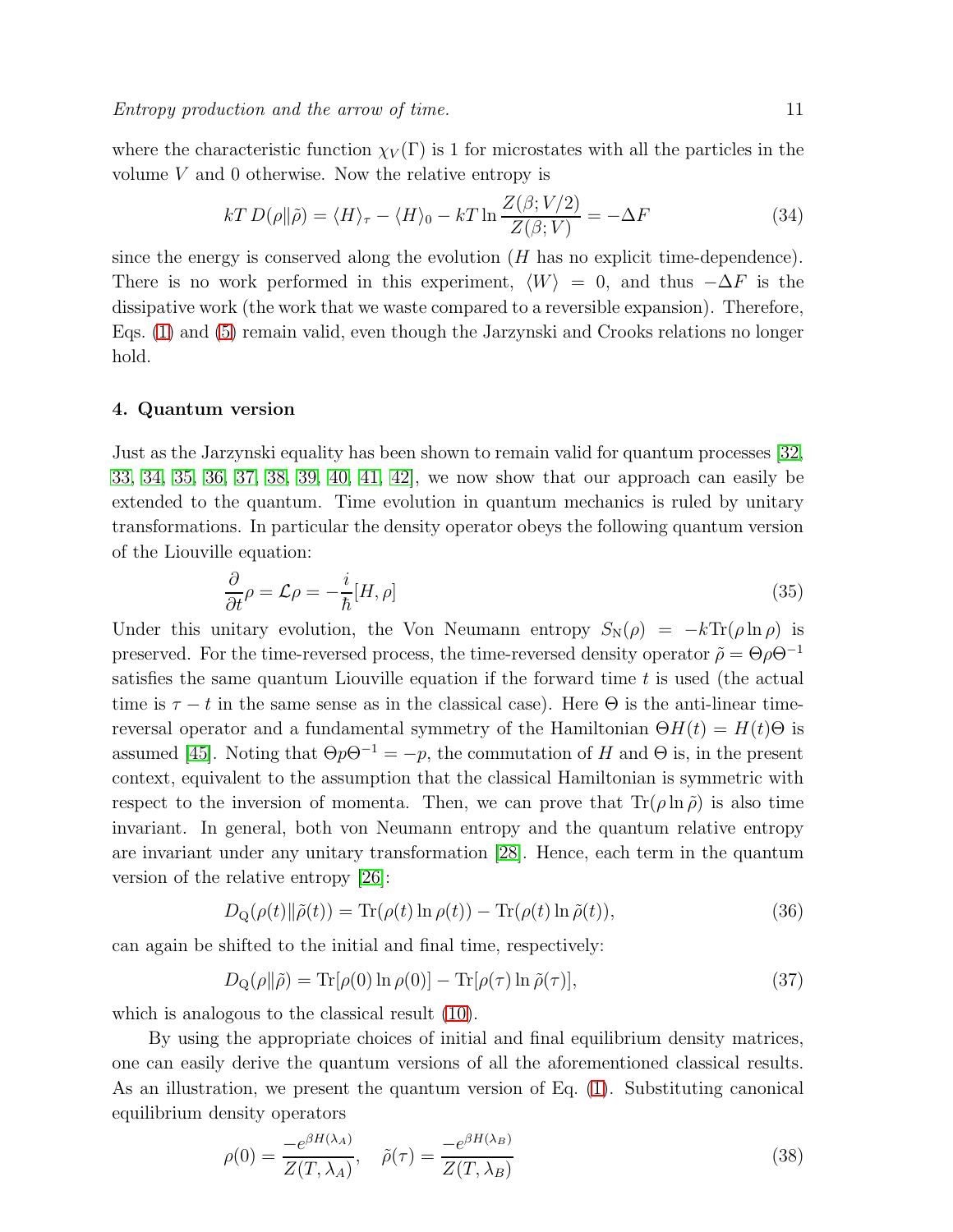where the characteristic function $\chi_V(\Gamma)$ is 1 for microstates with all the particles in the volume $V$ and 0 otherwise. Now the relative entropy is

$$kT\, D(\rho\|\tilde{\rho}) = \langle H\rangle_\tau - \langle H\rangle_0 - kT\ln\frac{Z(\beta;V/2)}{Z(\beta;V)} = -\Delta F \tag{34}$$

since the energy is conserved along the evolution ($H$ has no explicit time-dependence). There is no work performed in this experiment, $\langle W\rangle = 0$, and thus $-\Delta F$ is the dissipative work (the work that we waste compared to a reversible expansion). Therefore, Eqs. (1) and (5) remain valid, even though the Jarzynski and Crooks relations no longer hold.

## 4. Quantum version

Just as the Jarzynski equality has been shown to remain valid for quantum processes [32, 33, 34, 35, 36, 37, 38, 39, 40, 41, 42], we now show that our approach can easily be extended to the quantum. Time evolution in quantum mechanics is ruled by unitary transformations. In particular the density operator obeys the following quantum version of the Liouville equation:

$$\frac{\partial}{\partial t}\rho = \mathcal{L}\rho = -\frac{i}{\hbar}[H,\rho] \tag{35}$$

Under this unitary evolution, the Von Neumann entropy $S_{\rm N}(\rho) = -k{\rm Tr}(\rho\ln\rho)$ is preserved. For the time-reversed process, the time-reversed density operator $\tilde{\rho} = \Theta\rho\Theta^{-1}$ satisfies the same quantum Liouville equation if the forward time $t$ is used (the actual time is $\tau - t$ in the same sense as in the classical case). Here $\Theta$ is the anti-linear time-reversal operator and a fundamental symmetry of the Hamiltonian $\Theta H(t) = H(t)\Theta$ is assumed [45]. Noting that $\Theta p\Theta^{-1} = -p$, the commutation of $H$ and $\Theta$ is, in the present context, equivalent to the assumption that the classical Hamiltonian is symmetric with respect to the inversion of momenta. Then, we can prove that ${\rm Tr}(\rho\ln\tilde{\rho})$ is also time invariant. In general, both von Neumann entropy and the quantum relative entropy are invariant under any unitary transformation [28]. Hence, each term in the quantum version of the relative entropy [26]:

$$D_{\rm Q}(\rho(t)\|\tilde{\rho}(t)) = {\rm Tr}(\rho(t)\ln\rho(t)) - {\rm Tr}(\rho(t)\ln\tilde{\rho}(t)), \tag{36}$$

can again be shifted to the initial and final time, respectively:

$$D_{\rm Q}(\rho\|\tilde{\rho}) = {\rm Tr}[\rho(0)\ln\rho(0)] - {\rm Tr}[\rho(\tau)\ln\tilde{\rho}(\tau)], \tag{37}$$

which is analogous to the classical result (10).

By using the appropriate choices of initial and final equilibrium density matrices, one can easily derive the quantum versions of all the aforementioned classical results. As an illustration, we present the quantum version of Eq. (1). Substituting canonical equilibrium density operators

$$\rho(0) = \frac{-e^{\beta H(\lambda_A)}}{Z(T,\lambda_A)}, \quad \tilde{\rho}(\tau) = \frac{-e^{\beta H(\lambda_B)}}{Z(T,\lambda_B)} \tag{38}$$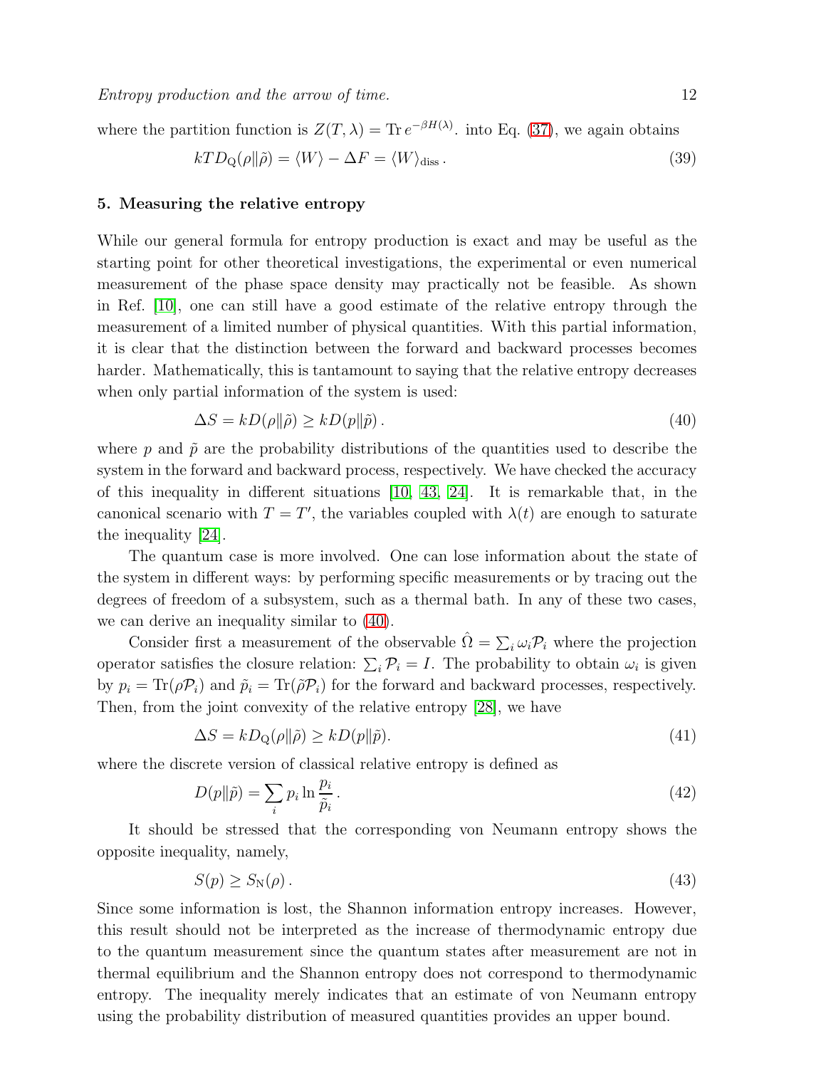where the partition function is $Z(T, \lambda) = \operatorname{Tr} e^{-\beta H(\lambda)}$. into Eq. (37), we again obtains

$$kTD_{\rm Q}(\rho\|\tilde{\rho}) = \langle W \rangle - \Delta F = \langle W \rangle_{\rm diss} \,. \tag{39}$$

## 5. Measuring the relative entropy

While our general formula for entropy production is exact and may be useful as the starting point for other theoretical investigations, the experimental or even numerical measurement of the phase space density may practically not be feasible. As shown in Ref. [10], one can still have a good estimate of the relative entropy through the measurement of a limited number of physical quantities. With this partial information, it is clear that the distinction between the forward and backward processes becomes harder. Mathematically, this is tantamount to saying that the relative entropy decreases when only partial information of the system is used:

$$\Delta S = kD(\rho\|\tilde{\rho}) \geq kD(p\|\tilde{p}) \,. \tag{40}$$

where $p$ and $\tilde{p}$ are the probability distributions of the quantities used to describe the system in the forward and backward process, respectively. We have checked the accuracy of this inequality in different situations [10, 43, 24]. It is remarkable that, in the canonical scenario with $T = T'$, the variables coupled with $\lambda(t)$ are enough to saturate the inequality [24].

The quantum case is more involved. One can lose information about the state of the system in different ways: by performing specific measurements or by tracing out the degrees of freedom of a subsystem, such as a thermal bath. In any of these two cases, we can derive an inequality similar to (40).

Consider first a measurement of the observable $\hat{\Omega} = \sum_i \omega_i \mathcal{P}_i$ where the projection operator satisfies the closure relation: $\sum_i \mathcal{P}_i = I$. The probability to obtain $\omega_i$ is given by $p_i = \operatorname{Tr}(\rho \mathcal{P}_i)$ and $\tilde{p}_i = \operatorname{Tr}(\tilde{\rho} \mathcal{P}_i)$ for the forward and backward processes, respectively. Then, from the joint convexity of the relative entropy [28], we have

$$\Delta S = kD_{\rm Q}(\rho\|\tilde{\rho}) \geq kD(p\|\tilde{p}). \tag{41}$$

where the discrete version of classical relative entropy is defined as

$$D(p\|\tilde{p}) = \sum_i p_i \ln \frac{p_i}{\tilde{p}_i} \,. \tag{42}$$

It should be stressed that the corresponding von Neumann entropy shows the opposite inequality, namely,

$$S(p) \geq S_{\rm N}(\rho) \,. \tag{43}$$

Since some information is lost, the Shannon information entropy increases. However, this result should not be interpreted as the increase of thermodynamic entropy due to the quantum measurement since the quantum states after measurement are not in thermal equilibrium and the Shannon entropy does not correspond to thermodynamic entropy. The inequality merely indicates that an estimate of von Neumann entropy using the probability distribution of measured quantities provides an upper bound.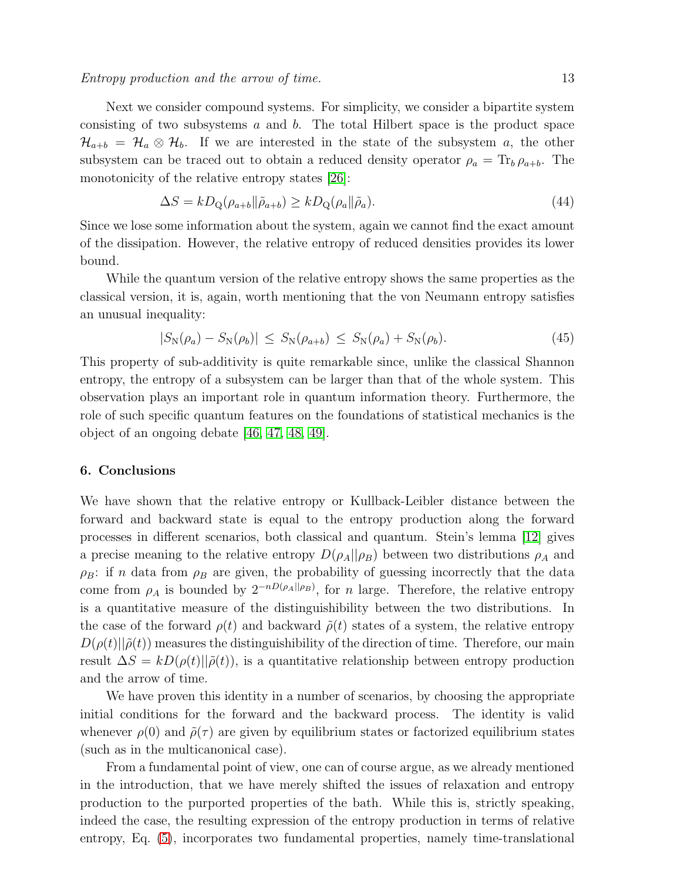Next we consider compound systems. For simplicity, we consider a bipartite system consisting of two subsystems $a$ and $b$. The total Hilbert space is the product space $\mathcal{H}_{a+b} = \mathcal{H}_a \otimes \mathcal{H}_b$. If we are interested in the state of the subsystem $a$, the other subsystem can be traced out to obtain a reduced density operator $\rho_a = \mathrm{Tr}_b\, \rho_{a+b}$. The monotonicity of the relative entropy states [26]:

$$\Delta S = k D_{\mathrm{Q}}(\rho_{a+b} \| \tilde{\rho}_{a+b}) \geq k D_{\mathrm{Q}}(\rho_a \| \tilde{\rho}_a). \tag{44}$$

Since we lose some information about the system, again we cannot find the exact amount of the dissipation. However, the relative entropy of reduced densities provides its lower bound.

While the quantum version of the relative entropy shows the same properties as the classical version, it is, again, worth mentioning that the von Neumann entropy satisfies an unusual inequality:

$$|S_{\mathrm{N}}(\rho_a) - S_{\mathrm{N}}(\rho_b)| \leq S_{\mathrm{N}}(\rho_{a+b}) \leq S_{\mathrm{N}}(\rho_a) + S_{\mathrm{N}}(\rho_b). \tag{45}$$

This property of sub-additivity is quite remarkable since, unlike the classical Shannon entropy, the entropy of a subsystem can be larger than that of the whole system. This observation plays an important role in quantum information theory. Furthermore, the role of such specific quantum features on the foundations of statistical mechanics is the object of an ongoing debate [46, 47, 48, 49].

## 6. Conclusions

We have shown that the relative entropy or Kullback-Leibler distance between the forward and backward state is equal to the entropy production along the forward processes in different scenarios, both classical and quantum. Stein's lemma [12] gives a precise meaning to the relative entropy $D(\rho_A||\rho_B)$ between two distributions $\rho_A$ and $\rho_B$: if $n$ data from $\rho_B$ are given, the probability of guessing incorrectly that the data come from $\rho_A$ is bounded by $2^{-nD(\rho_A||\rho_B)}$, for $n$ large. Therefore, the relative entropy is a quantitative measure of the distinguishability between the two distributions. In the case of the forward $\rho(t)$ and backward $\tilde{\rho}(t)$ states of a system, the relative entropy $D(\rho(t)||\tilde{\rho}(t))$ measures the distinguishability of the direction of time. Therefore, our main result $\Delta S = kD(\rho(t)||\tilde{\rho}(t))$, is a quantitative relationship between entropy production and the arrow of time.

We have proven this identity in a number of scenarios, by choosing the appropriate initial conditions for the forward and the backward process. The identity is valid whenever $\rho(0)$ and $\tilde{\rho}(\tau)$ are given by equilibrium states or factorized equilibrium states (such as in the multicanonical case).

From a fundamental point of view, one can of course argue, as we already mentioned in the introduction, that we have merely shifted the issues of relaxation and entropy production to the purported properties of the bath. While this is, strictly speaking, indeed the case, the resulting expression of the entropy production in terms of relative entropy, Eq. (5), incorporates two fundamental properties, namely time-translational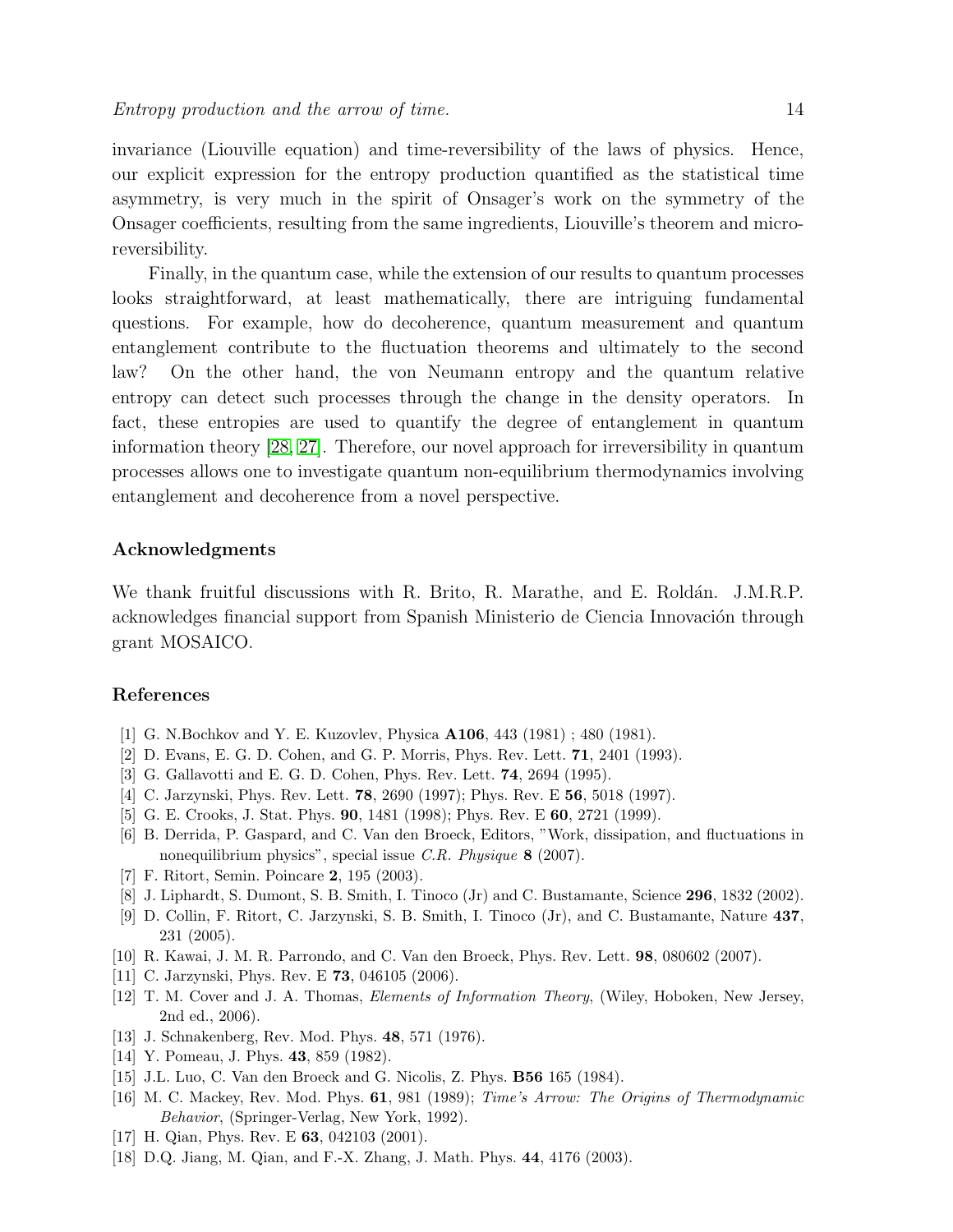invariance (Liouville equation) and time-reversibility of the laws of physics. Hence, our explicit expression for the entropy production quantified as the statistical time asymmetry, is very much in the spirit of Onsager's work on the symmetry of the Onsager coefficients, resulting from the same ingredients, Liouville's theorem and micro-reversibility.

Finally, in the quantum case, while the extension of our results to quantum processes looks straightforward, at least mathematically, there are intriguing fundamental questions. For example, how do decoherence, quantum measurement and quantum entanglement contribute to the fluctuation theorems and ultimately to the second law? On the other hand, the von Neumann entropy and the quantum relative entropy can detect such processes through the change in the density operators. In fact, these entropies are used to quantify the degree of entanglement in quantum information theory [28, 27]. Therefore, our novel approach for irreversibility in quantum processes allows one to investigate quantum non-equilibrium thermodynamics involving entanglement and decoherence from a novel perspective.

## Acknowledgments

We thank fruitful discussions with R. Brito, R. Marathe, and E. Roldán. J.M.R.P. acknowledges financial support from Spanish Ministerio de Ciencia Innovación through grant MOSAICO.

## References

[1] G. N.Bochkov and Y. E. Kuzovlev, Physica **A106**, 443 (1981) ; 480 (1981).

[2] D. Evans, E. G. D. Cohen, and G. P. Morris, Phys. Rev. Lett. **71**, 2401 (1993).

[3] G. Gallavotti and E. G. D. Cohen, Phys. Rev. Lett. **74**, 2694 (1995).

[4] C. Jarzynski, Phys. Rev. Lett. **78**, 2690 (1997); Phys. Rev. E **56**, 5018 (1997).

[5] G. E. Crooks, J. Stat. Phys. **90**, 1481 (1998); Phys. Rev. E **60**, 2721 (1999).

[6] B. Derrida, P. Gaspard, and C. Van den Broeck, Editors, "Work, dissipation, and fluctuations in nonequilibrium physics", special issue *C.R. Physique* **8** (2007).

[7] F. Ritort, Semin. Poincare **2**, 195 (2003).

[8] J. Liphardt, S. Dumont, S. B. Smith, I. Tinoco (Jr) and C. Bustamante, Science **296**, 1832 (2002).

[9] D. Collin, F. Ritort, C. Jarzynski, S. B. Smith, I. Tinoco (Jr), and C. Bustamante, Nature **437**, 231 (2005).

[10] R. Kawai, J. M. R. Parrondo, and C. Van den Broeck, Phys. Rev. Lett. **98**, 080602 (2007).

[11] C. Jarzynski, Phys. Rev. E **73**, 046105 (2006).

[12] T. M. Cover and J. A. Thomas, *Elements of Information Theory*, (Wiley, Hoboken, New Jersey, 2nd ed., 2006).

[13] J. Schnakenberg, Rev. Mod. Phys. **48**, 571 (1976).

[14] Y. Pomeau, J. Phys. **43**, 859 (1982).

[15] J.L. Luo, C. Van den Broeck and G. Nicolis, Z. Phys. **B56** 165 (1984).

[16] M. C. Mackey, Rev. Mod. Phys. **61**, 981 (1989); *Time's Arrow: The Origins of Thermodynamic Behavior*, (Springer-Verlag, New York, 1992).

[17] H. Qian, Phys. Rev. E **63**, 042103 (2001).

[18] D.Q. Jiang, M. Qian, and F.-X. Zhang, J. Math. Phys. **44**, 4176 (2003).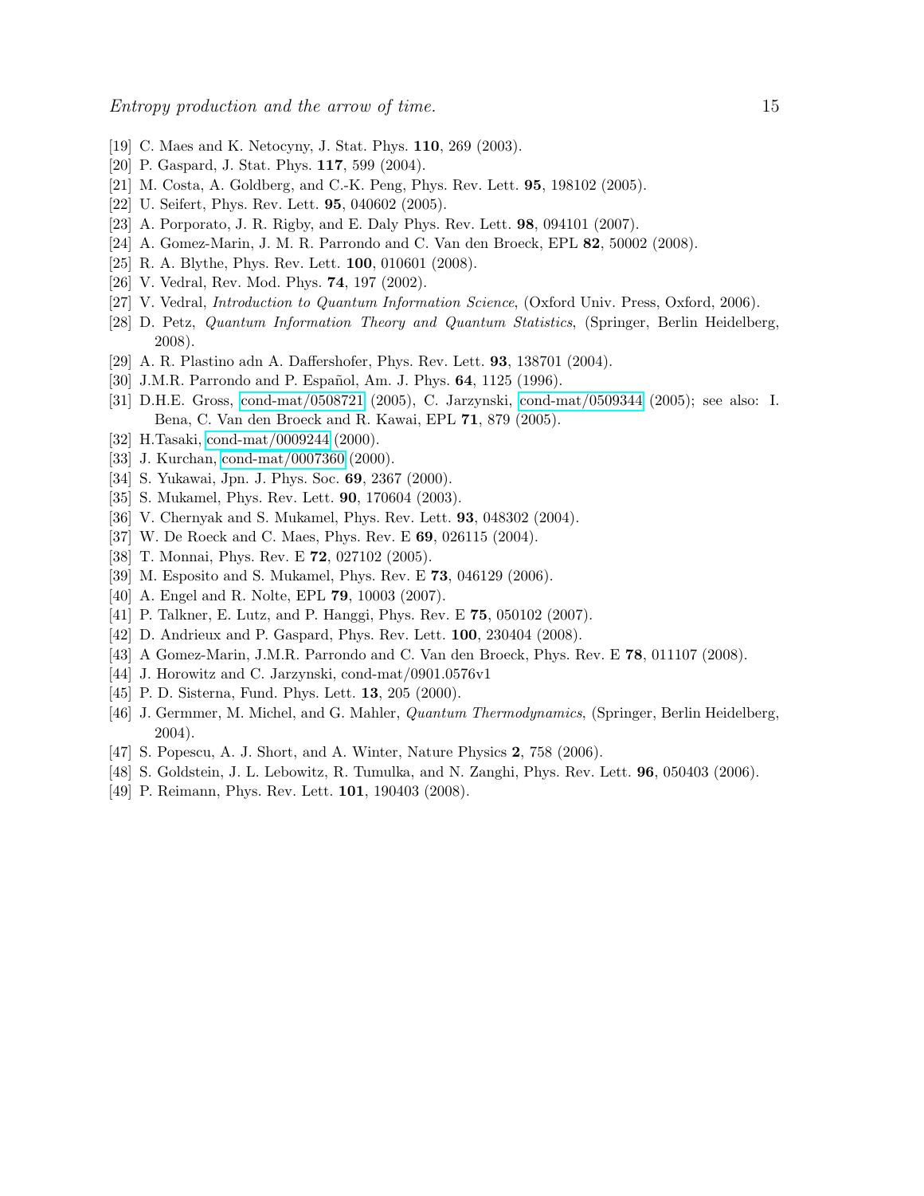[19] C. Maes and K. Netocyny, J. Stat. Phys. **110**, 269 (2003).

[20] P. Gaspard, J. Stat. Phys. **117**, 599 (2004).

[21] M. Costa, A. Goldberg, and C.-K. Peng, Phys. Rev. Lett. **95**, 198102 (2005).

[22] U. Seifert, Phys. Rev. Lett. **95**, 040602 (2005).

[23] A. Porporato, J. R. Rigby, and E. Daly Phys. Rev. Lett. **98**, 094101 (2007).

[24] A. Gomez-Marin, J. M. R. Parrondo and C. Van den Broeck, EPL **82**, 50002 (2008).

[25] R. A. Blythe, Phys. Rev. Lett. **100**, 010601 (2008).

[26] V. Vedral, Rev. Mod. Phys. **74**, 197 (2002).

[27] V. Vedral, *Introduction to Quantum Information Science*, (Oxford Univ. Press, Oxford, 2006).

[28] D. Petz, *Quantum Information Theory and Quantum Statistics*, (Springer, Berlin Heidelberg, 2008).

[29] A. R. Plastino adn A. Daffershofer, Phys. Rev. Lett. **93**, 138701 (2004).

[30] J.M.R. Parrondo and P. Español, Am. J. Phys. **64**, 1125 (1996).

[31] D.H.E. Gross, cond-mat/0508721 (2005), C. Jarzynski, cond-mat/0509344 (2005); see also: I. Bena, C. Van den Broeck and R. Kawai, EPL **71**, 879 (2005).

[32] H.Tasaki, cond-mat/0009244 (2000).

[33] J. Kurchan, cond-mat/0007360 (2000).

[34] S. Yukawai, Jpn. J. Phys. Soc. **69**, 2367 (2000).

[35] S. Mukamel, Phys. Rev. Lett. **90**, 170604 (2003).

[36] V. Chernyak and S. Mukamel, Phys. Rev. Lett. **93**, 048302 (2004).

[37] W. De Roeck and C. Maes, Phys. Rev. E **69**, 026115 (2004).

[38] T. Monnai, Phys. Rev. E **72**, 027102 (2005).

[39] M. Esposito and S. Mukamel, Phys. Rev. E **73**, 046129 (2006).

[40] A. Engel and R. Nolte, EPL **79**, 10003 (2007).

[41] P. Talkner, E. Lutz, and P. Hanggi, Phys. Rev. E **75**, 050102 (2007).

[42] D. Andrieux and P. Gaspard, Phys. Rev. Lett. **100**, 230404 (2008).

[43] A Gomez-Marin, J.M.R. Parrondo and C. Van den Broeck, Phys. Rev. E **78**, 011107 (2008).

[44] J. Horowitz and C. Jarzynski, cond-mat/0901.0576v1

[45] P. D. Sisterna, Fund. Phys. Lett. **13**, 205 (2000).

[46] J. Germmer, M. Michel, and G. Mahler, *Quantum Thermodynamics*, (Springer, Berlin Heidelberg, 2004).

[47] S. Popescu, A. J. Short, and A. Winter, Nature Physics **2**, 758 (2006).

[48] S. Goldstein, J. L. Lebowitz, R. Tumulka, and N. Zanghi, Phys. Rev. Lett. **96**, 050403 (2006).

[49] P. Reimann, Phys. Rev. Lett. **101**, 190403 (2008).